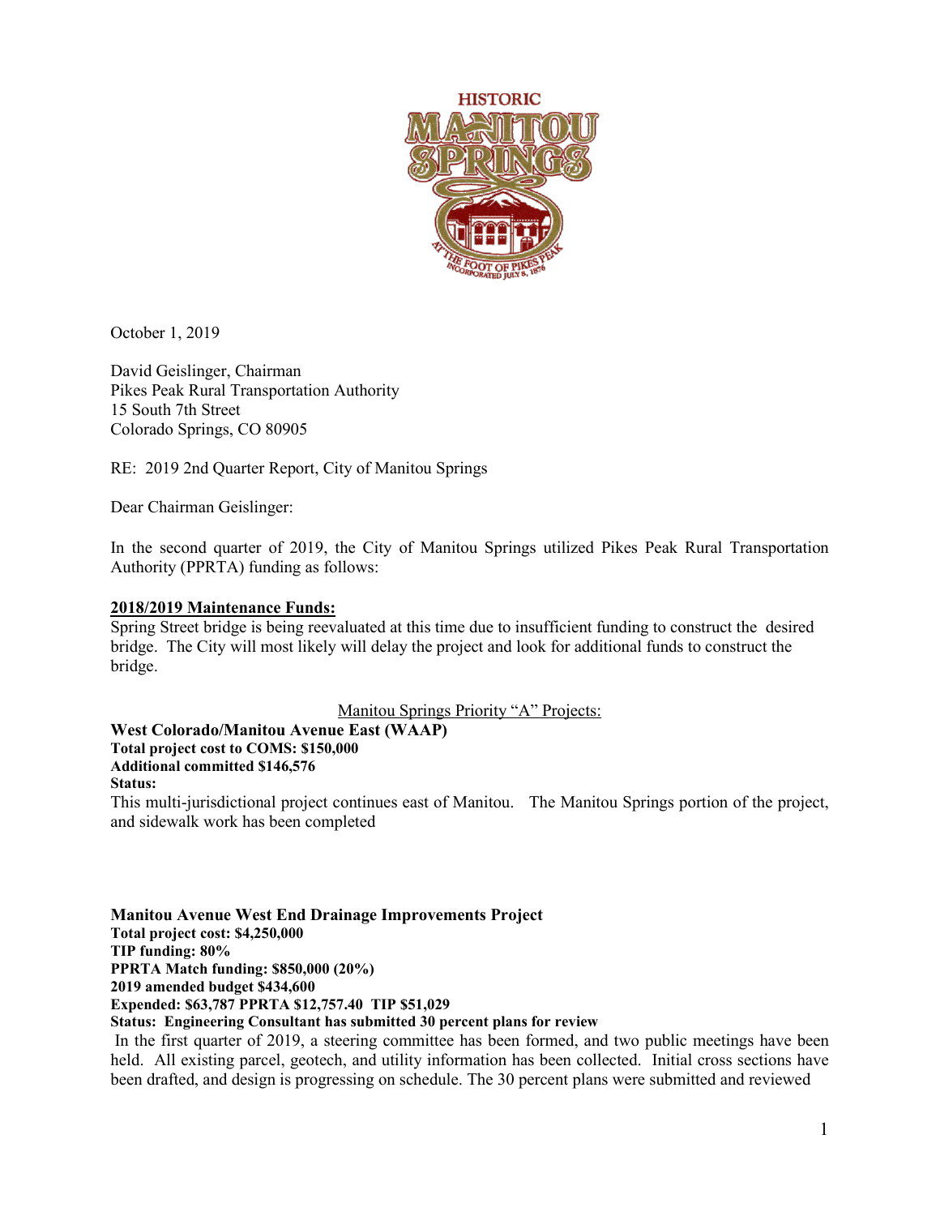October 1, 2019

David Geislinger, Chairman
Pikes Peak Rural Transportation Authority
15 South 7th Street
Colorado Springs, CO 80905

RE: 2019 2nd Quarter Report, City of Manitou Springs

Dear Chairman Geislinger:

In the second quarter of 2019, the City of Manitou Springs utilized Pikes Peak Rural Transportation Authority (PPRTA) funding as follows:

**2018/2019 Maintenance Funds:**

Spring Street bridge is being reevaluated at this time due to insufficient funding to construct the desired bridge. The City will most likely will delay the project and look for additional funds to construct the bridge.

Manitou Springs Priority "A" Projects:

**West Colorado/Manitou Avenue East (WAAP)**
**Total project cost to COMS: $150,000**
**Additional committed $146,576**
**Status:**

This multi-jurisdictional project continues east of Manitou. The Manitou Springs portion of the project, and sidewalk work has been completed

**Manitou Avenue West End Drainage Improvements Project**
**Total project cost: $4,250,000**
**TIP funding: 80%**
**PPRTA Match funding: $850,000 (20%)**
**2019 amended budget $434,600**
**Expended: $63,787 PPRTA $12,757.40 TIP $51,029**
**Status: Engineering Consultant has submitted 30 percent plans for review**

In the first quarter of 2019, a steering committee has been formed, and two public meetings have been held. All existing parcel, geotech, and utility information has been collected. Initial cross sections have been drafted, and design is progressing on schedule. The 30 percent plans were submitted and reviewed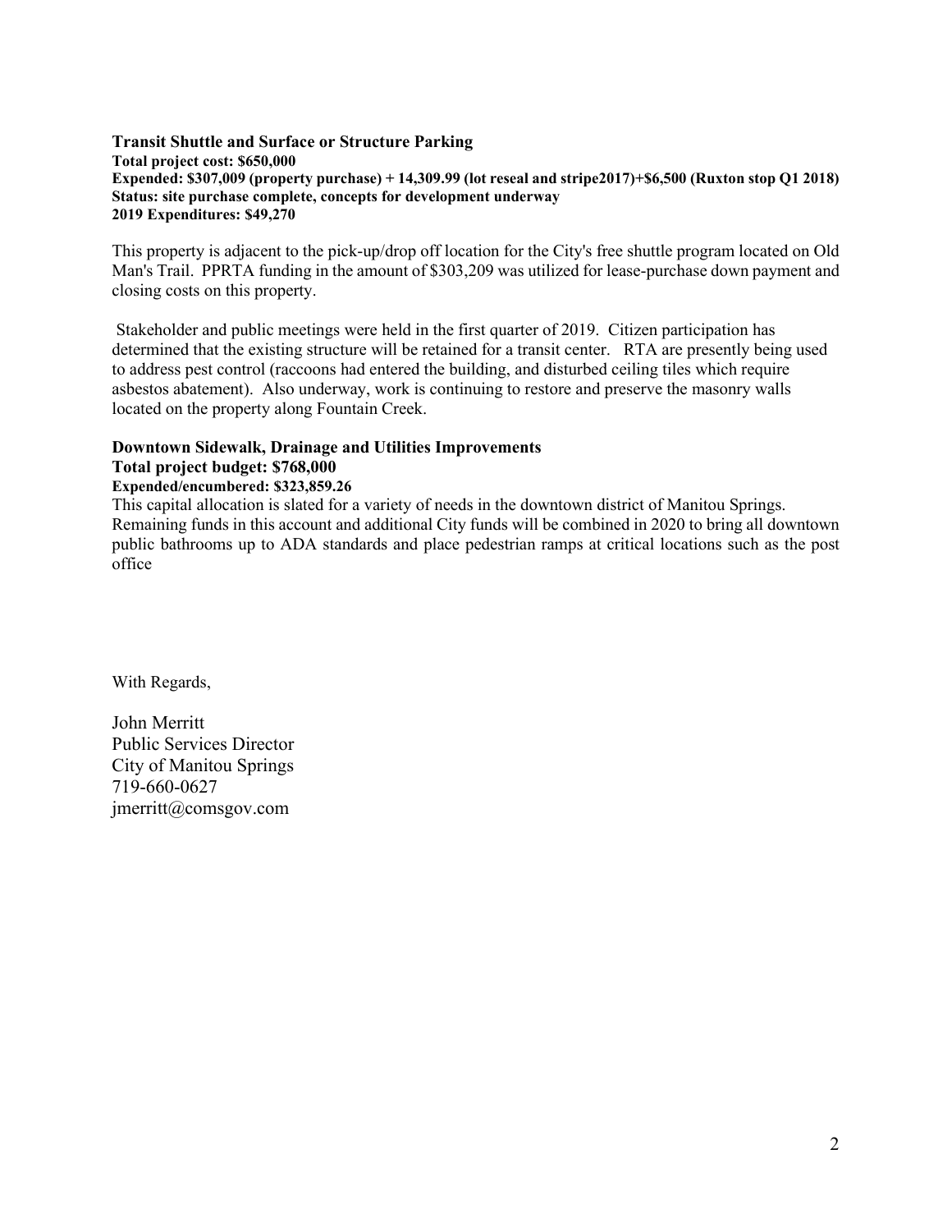**Transit Shuttle and Surface or Structure Parking**
**Total project cost: $650,000**
**Expended: $307,009 (property purchase) + 14,309.99 (lot reseal and stripe2017)+$6,500 (Ruxton stop Q1 2018)**
**Status: site purchase complete, concepts for development underway**
**2019 Expenditures: $49,270**

This property is adjacent to the pick-up/drop off location for the City's free shuttle program located on Old Man's Trail. PPRTA funding in the amount of $303,209 was utilized for lease-purchase down payment and closing costs on this property.

Stakeholder and public meetings were held in the first quarter of 2019. Citizen participation has determined that the existing structure will be retained for a transit center. RTA are presently being used to address pest control (raccoons had entered the building, and disturbed ceiling tiles which require asbestos abatement). Also underway, work is continuing to restore and preserve the masonry walls located on the property along Fountain Creek.

**Downtown Sidewalk, Drainage and Utilities Improvements**
**Total project budget: $768,000**
**Expended/encumbered: $323,859.26**
This capital allocation is slated for a variety of needs in the downtown district of Manitou Springs. Remaining funds in this account and additional City funds will be combined in 2020 to bring all downtown public bathrooms up to ADA standards and place pedestrian ramps at critical locations such as the post office

With Regards,

John Merritt
Public Services Director
City of Manitou Springs
719-660-0627
jmerritt@comsgov.com